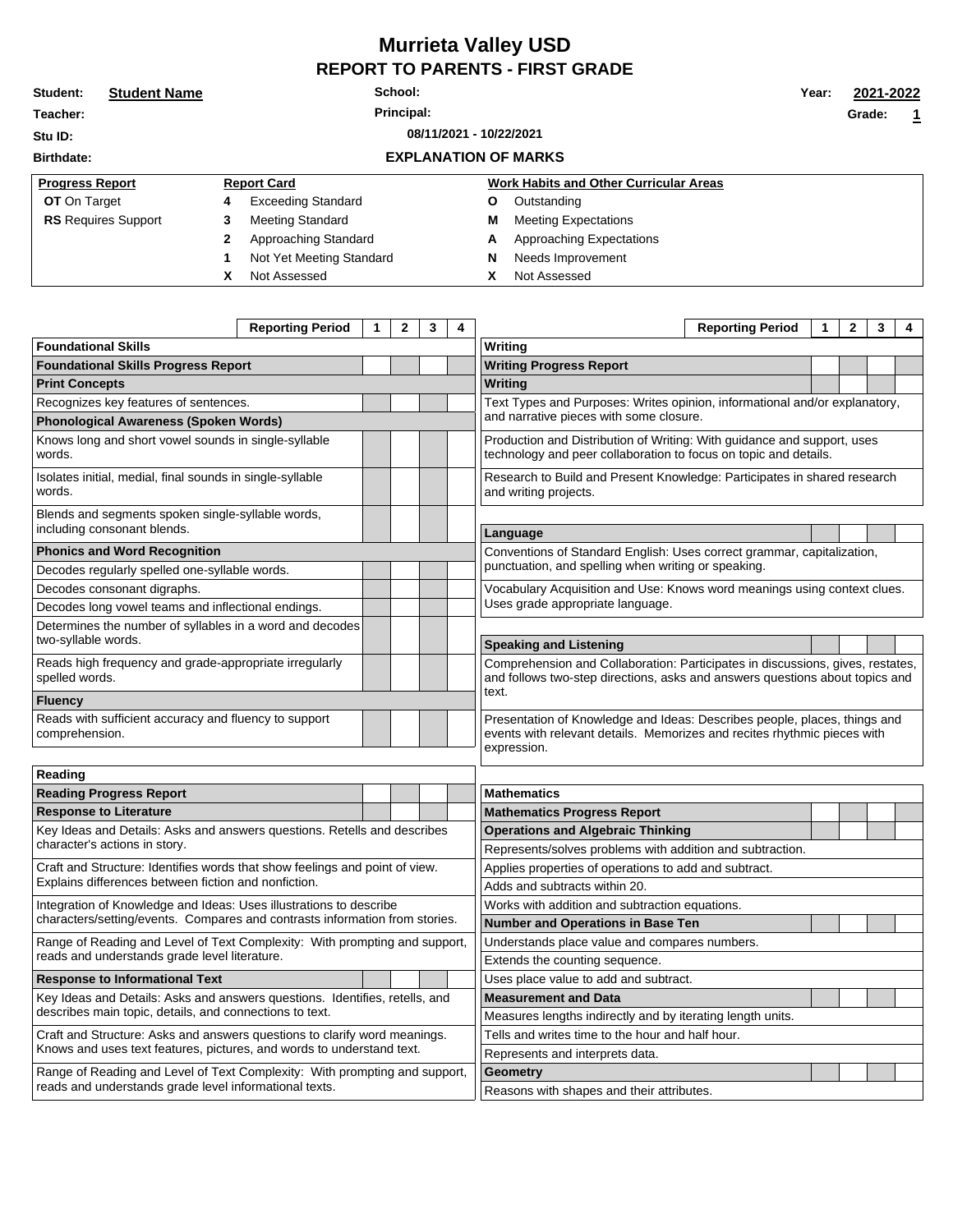# Murrieta Valley USD

## REPORT TO PARENTS - FIRST GRADE

**Student:** **Student Name**  
**School:**  
**Year:** **2021-2022**

**Teacher:**  
**Principal:**  
**Grade:** **1**

**Stu ID:**  
**08/11/2021 - 10/22/2021**

**Birthdate:**

### EXPLANATION OF MARKS

| Progress Report | Report Card | Work Habits and Other Curricular Areas |
|---|---|---|
| **OT** On Target | **4** Exceeding Standard | **O** Outstanding |
| **RS** Requires Support | **3** Meeting Standard | **M** Meeting Expectations |
| | **2** Approaching Standard | **A** Approaching Expectations |
| | **1** Not Yet Meeting Standard | **N** Needs Improvement |
| | **X** Not Assessed | **X** Not Assessed |

| Reporting Period | 1 | 2 | 3 | 4 |
|---|---|---|---|---|
| **Foundational Skills** | | | | |
| **Foundational Skills Progress Report** | | | | |
| **Print Concepts** | | | | |
| Recognizes key features of sentences. | | | | |
| **Phonological Awareness (Spoken Words)** | | | | |
| Knows long and short vowel sounds in single-syllable words. | | | | |
| Isolates initial, medial, final sounds in single-syllable words. | | | | |
| Blends and segments spoken single-syllable words, including consonant blends. | | | | |
| **Phonics and Word Recognition** | | | | |
| Decodes regularly spelled one-syllable words. | | | | |
| Decodes consonant digraphs. | | | | |
| Decodes long vowel teams and inflectional endings. | | | | |
| Determines the number of syllables in a word and decodes two-syllable words. | | | | |
| Reads high frequency and grade-appropriate irregularly spelled words. | | | | |
| **Fluency** | | | | |
| Reads with sufficient accuracy and fluency to support comprehension. | | | | |
| **Reading** | | | | |
| **Reading Progress Report** | | | | |
| **Response to Literature** | | | | |
| Key Ideas and Details: Asks and answers questions. Retells and describes character's actions in story. | | | | |
| Craft and Structure: Identifies words that show feelings and point of view. Explains differences between fiction and nonfiction. | | | | |
| Integration of Knowledge and Ideas: Uses illustrations to describe characters/setting/events. Compares and contrasts information from stories. | | | | |
| Range of Reading and Level of Text Complexity: With prompting and support, reads and understands grade level literature. | | | | |
| **Response to Informational Text** | | | | |
| Key Ideas and Details: Asks and answers questions. Identifies, retells, and describes main topic, details, and connections to text. | | | | |
| Craft and Structure: Asks and answers questions to clarify word meanings. Knows and uses text features, pictures, and words to understand text. | | | | |
| Range of Reading and Level of Text Complexity: With prompting and support, reads and understands grade level informational texts. | | | | |

| Reporting Period | 1 | 2 | 3 | 4 |
|---|---|---|---|---|
| **Writing** | | | | |
| **Writing Progress Report** | | | | |
| **Writing** | | | | |
| Text Types and Purposes: Writes opinion, informational and/or explanatory, and narrative pieces with some closure. | | | | |
| Production and Distribution of Writing: With guidance and support, uses technology and peer collaboration to focus on topic and details. | | | | |
| Research to Build and Present Knowledge: Participates in shared research and writing projects. | | | | |
| **Language** | | | | |
| Conventions of Standard English: Uses correct grammar, capitalization, punctuation, and spelling when writing or speaking. | | | | |
| Vocabulary Acquisition and Use: Knows word meanings using context clues. Uses grade appropriate language. | | | | |
| **Speaking and Listening** | | | | |
| Comprehension and Collaboration: Participates in discussions, gives, restates, and follows two-step directions, asks and answers questions about topics and text. | | | | |
| Presentation of Knowledge and Ideas: Describes people, places, things and events with relevant details. Memorizes and recites rhythmic pieces with expression. | | | | |
| **Mathematics** | | | | |
| **Mathematics Progress Report** | | | | |
| **Operations and Algebraic Thinking** | | | | |
| Represents/solves problems with addition and subtraction. | | | | |
| Applies properties of operations to add and subtract. | | | | |
| Adds and subtracts within 20. | | | | |
| Works with addition and subtraction equations. | | | | |
| **Number and Operations in Base Ten** | | | | |
| Understands place value and compares numbers. | | | | |
| Extends the counting sequence. | | | | |
| Uses place value to add and subtract. | | | | |
| **Measurement and Data** | | | | |
| Measures lengths indirectly and by iterating length units. | | | | |
| Tells and writes time to the hour and half hour. | | | | |
| Represents and interprets data. | | | | |
| **Geometry** | | | | |
| Reasons with shapes and their attributes. | | | | |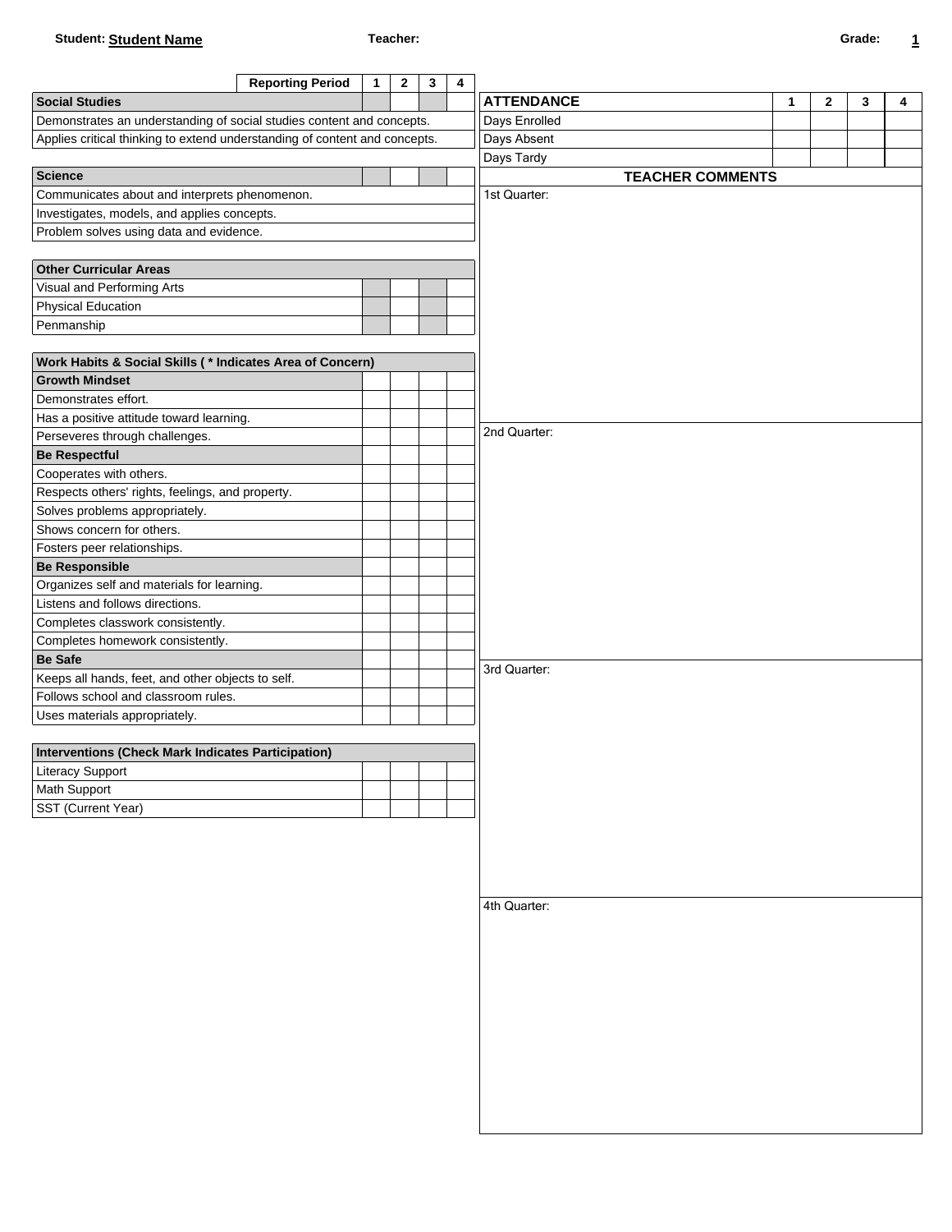**Student:** Student Name **Teacher:** **Grade:** 1

| Reporting Period | 1 | 2 | 3 | 4 |
|---|---|---|---|---|
| **Social Studies** | | | | |
| Demonstrates an understanding of social studies content and concepts. | | | | |
| Applies critical thinking to extend understanding of content and concepts. | | | | |
| **Science** | | | | |
| Communicates about and interprets phenomenon. | | | | |
| Investigates, models, and applies concepts. | | | | |
| Problem solves using data and evidence. | | | | |
| **Other Curricular Areas** | | | | |
| Visual and Performing Arts | | | | |
| Physical Education | | | | |
| Penmanship | | | | |
| **Work Habits & Social Skills ( * Indicates Area of Concern)** | | | | |
| **Growth Mindset** | | | | |
| Demonstrates effort. | | | | |
| Has a positive attitude toward learning. | | | | |
| Perseveres through challenges. | | | | |
| **Be Respectful** | | | | |
| Cooperates with others. | | | | |
| Respects others' rights, feelings, and property. | | | | |
| Solves problems appropriately. | | | | |
| Shows concern for others. | | | | |
| Fosters peer relationships. | | | | |
| **Be Responsible** | | | | |
| Organizes self and materials for learning. | | | | |
| Listens and follows directions. | | | | |
| Completes classwork consistently. | | | | |
| Completes homework consistently. | | | | |
| **Be Safe** | | | | |
| Keeps all hands, feet, and other objects to self. | | | | |
| Follows school and classroom rules. | | | | |
| Uses materials appropriately. | | | | |
| **Interventions (Check Mark Indicates Participation)** | | | | |
| Literacy Support | | | | |
| Math Support | | | | |
| SST (Current Year) | | | | |

| ATTENDANCE | 1 | 2 | 3 | 4 |
|---|---|---|---|---|
| Days Enrolled | | | | |
| Days Absent | | | | |
| Days Tardy | | | | |

**TEACHER COMMENTS**

1st Quarter:

2nd Quarter:

3rd Quarter:

4th Quarter: